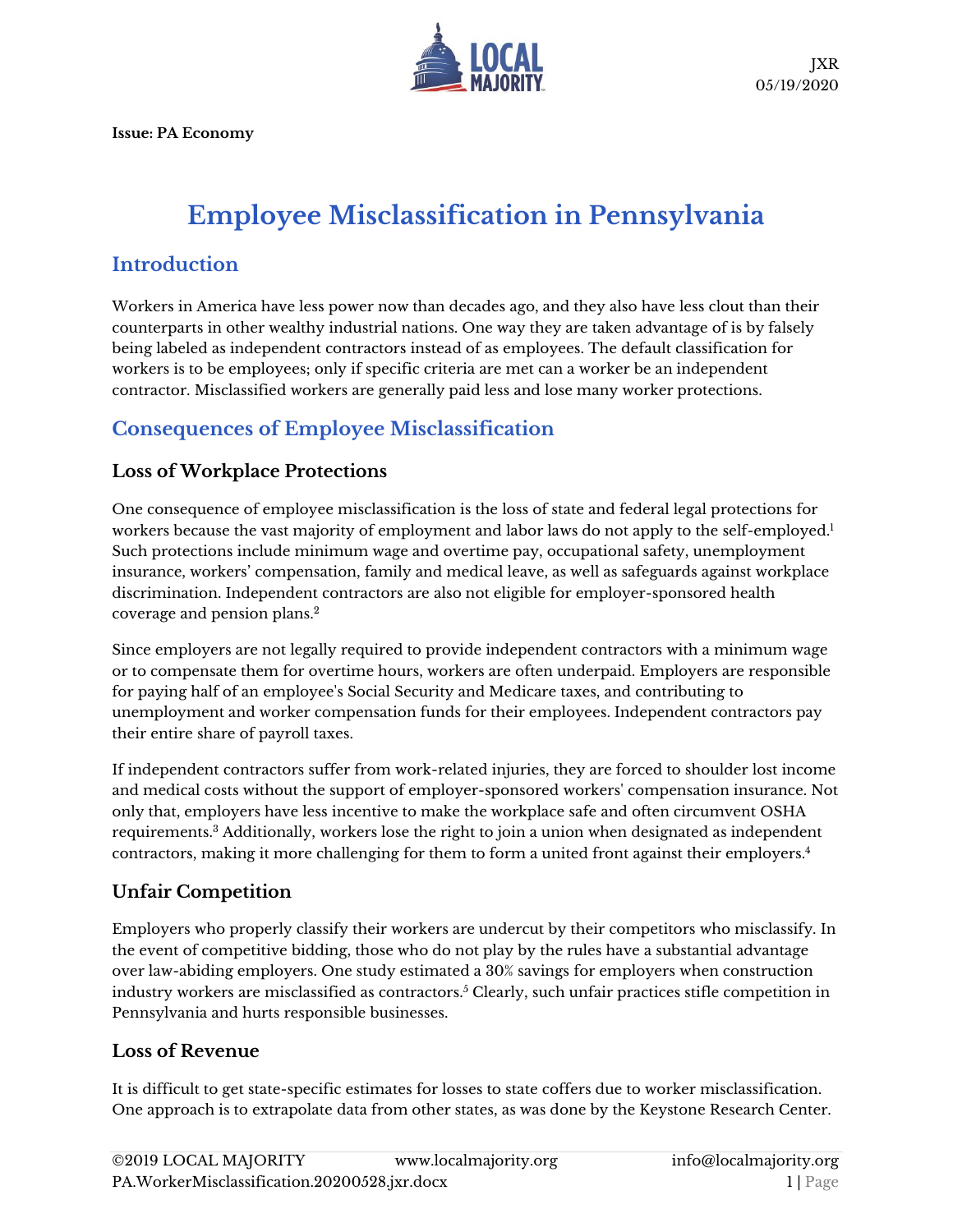JXR
05/19/2020

**Issue: PA Economy**

# Employee Misclassification in Pennsylvania

## Introduction

Workers in America have less power now than decades ago, and they also have less clout than their counterparts in other wealthy industrial nations. One way they are taken advantage of is by falsely being labeled as independent contractors instead of as employees. The default classification for workers is to be employees; only if specific criteria are met can a worker be an independent contractor. Misclassified workers are generally paid less and lose many worker protections.

## Consequences of Employee Misclassification

### Loss of Workplace Protections

One consequence of employee misclassification is the loss of state and federal legal protections for workers because the vast majority of employment and labor laws do not apply to the self-employed.[1] Such protections include minimum wage and overtime pay, occupational safety, unemployment insurance, workers' compensation, family and medical leave, as well as safeguards against workplace discrimination. Independent contractors are also not eligible for employer-sponsored health coverage and pension plans.[2]

Since employers are not legally required to provide independent contractors with a minimum wage or to compensate them for overtime hours, workers are often underpaid. Employers are responsible for paying half of an employee's Social Security and Medicare taxes, and contributing to unemployment and worker compensation funds for their employees. Independent contractors pay their entire share of payroll taxes.

If independent contractors suffer from work-related injuries, they are forced to shoulder lost income and medical costs without the support of employer-sponsored workers' compensation insurance. Not only that, employers have less incentive to make the workplace safe and often circumvent OSHA requirements.[3] Additionally, workers lose the right to join a union when designated as independent contractors, making it more challenging for them to form a united front against their employers.[4]

### Unfair Competition

Employers who properly classify their workers are undercut by their competitors who misclassify. In the event of competitive bidding, those who do not play by the rules have a substantial advantage over law-abiding employers. One study estimated a 30% savings for employers when construction industry workers are misclassified as contractors.[5] Clearly, such unfair practices stifle competition in Pennsylvania and hurts responsible businesses.

### Loss of Revenue

It is difficult to get state-specific estimates for losses to state coffers due to worker misclassification. One approach is to extrapolate data from other states, as was done by the Keystone Research Center.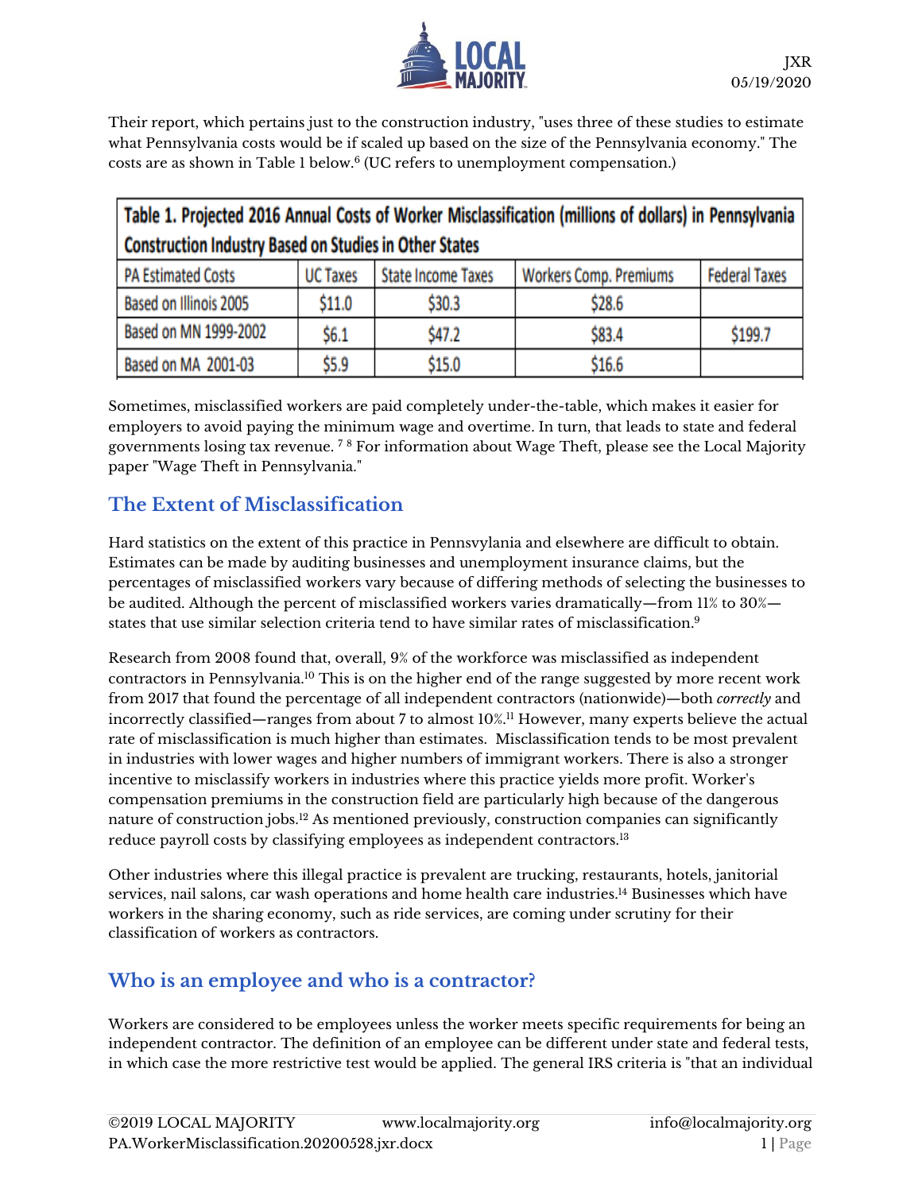Their report, which pertains just to the construction industry, "uses three of these studies to estimate what Pennsylvania costs would be if scaled up based on the size of the Pennsylvania economy." The costs are as shown in Table 1 below.[6] (UC refers to unemployment compensation.)

| Table 1. Projected 2016 Annual Costs of Worker Misclassification (millions of dollars) in Pennsylvania Construction Industry Based on Studies in Other States | | | | |
|---|---|---|---|---|
| PA Estimated Costs | UC Taxes | State Income Taxes | Workers Comp. Premiums | Federal Taxes |
| Based on Illinois 2005 | $11.0 | $30.3 | $28.6 | |
| Based on MN 1999-2002 | $6.1 | $47.2 | $83.4 | $199.7 |
| Based on MA 2001-03 | $5.9 | $15.0 | $16.6 | |

Sometimes, misclassified workers are paid completely under-the-table, which makes it easier for employers to avoid paying the minimum wage and overtime. In turn, that leads to state and federal governments losing tax revenue. [7] [8] For information about Wage Theft, please see the Local Majority paper "Wage Theft in Pennsylvania."

## The Extent of Misclassification

Hard statistics on the extent of this practice in Pennsvylania and elsewhere are difficult to obtain. Estimates can be made by auditing businesses and unemployment insurance claims, but the percentages of misclassified workers vary because of differing methods of selecting the businesses to be audited. Although the percent of misclassified workers varies dramatically—from 11% to 30%—states that use similar selection criteria tend to have similar rates of misclassification.[9]

Research from 2008 found that, overall, 9% of the workforce was misclassified as independent contractors in Pennsylvania.[10] This is on the higher end of the range suggested by more recent work from 2017 that found the percentage of all independent contractors (nationwide)—both *correctly* and incorrectly classified—ranges from about 7 to almost 10%.[11] However, many experts believe the actual rate of misclassification is much higher than estimates. Misclassification tends to be most prevalent in industries with lower wages and higher numbers of immigrant workers. There is also a stronger incentive to misclassify workers in industries where this practice yields more profit. Worker's compensation premiums in the construction field are particularly high because of the dangerous nature of construction jobs.[12] As mentioned previously, construction companies can significantly reduce payroll costs by classifying employees as independent contractors.[13]

Other industries where this illegal practice is prevalent are trucking, restaurants, hotels, janitorial services, nail salons, car wash operations and home health care industries.[14] Businesses which have workers in the sharing economy, such as ride services, are coming under scrutiny for their classification of workers as contractors.

## Who is an employee and who is a contractor?

Workers are considered to be employees unless the worker meets specific requirements for being an independent contractor. The definition of an employee can be different under state and federal tests, in which case the more restrictive test would be applied. The general IRS criteria is "that an individual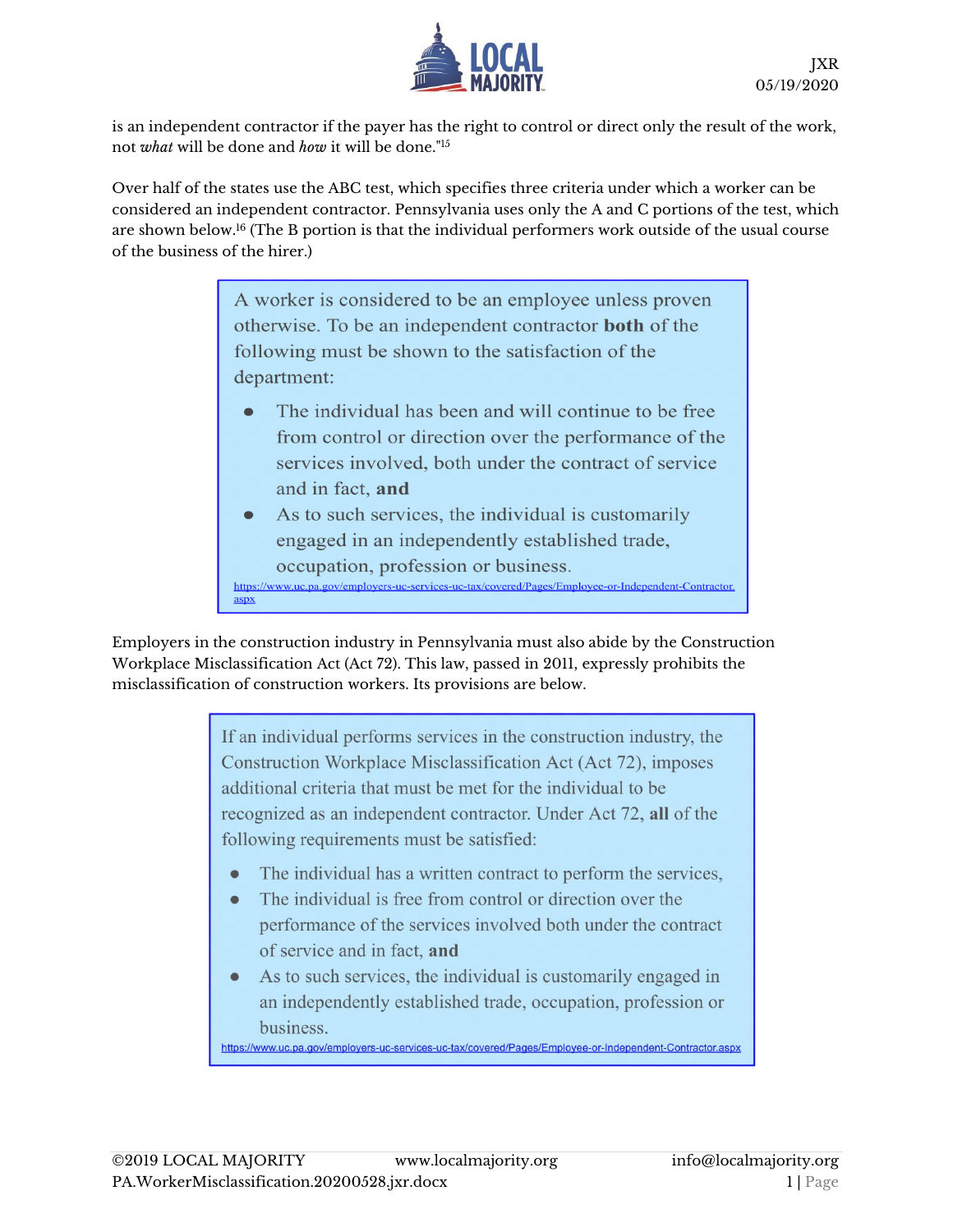is an independent contractor if the payer has the right to control or direct only the result of the work, not *what* will be done and *how* it will be done."[15]

Over half of the states use the ABC test, which specifies three criteria under which a worker can be considered an independent contractor. Pennsylvania uses only the A and C portions of the test, which are shown below.[16] (The B portion is that the individual performers work outside of the usual course of the business of the hirer.)

> A worker is considered to be an employee unless proven otherwise. To be an independent contractor **both** of the following must be shown to the satisfaction of the department:
>
> - The individual has been and will continue to be free from control or direction over the performance of the services involved, both under the contract of service and in fact, **and**
> - As to such services, the individual is customarily engaged in an independently established trade, occupation, profession or business.
>
> https://www.uc.pa.gov/employers-uc-services-uc-tax/covered/Pages/Employee-or-Independent-Contractor.aspx

Employers in the construction industry in Pennsylvania must also abide by the Construction Workplace Misclassification Act (Act 72). This law, passed in 2011, expressly prohibits the misclassification of construction workers. Its provisions are below.

> If an individual performs services in the construction industry, the Construction Workplace Misclassification Act (Act 72), imposes additional criteria that must be met for the individual to be recognized as an independent contractor. Under Act 72, **all** of the following requirements must be satisfied:
>
> - The individual has a written contract to perform the services,
> - The individual is free from control or direction over the performance of the services involved both under the contract of service and in fact, **and**
> - As to such services, the individual is customarily engaged in an independently established trade, occupation, profession or business.
>
> https://www.uc.pa.gov/employers-uc-services-uc-tax/covered/Pages/Employee-or-Independent-Contractor.aspx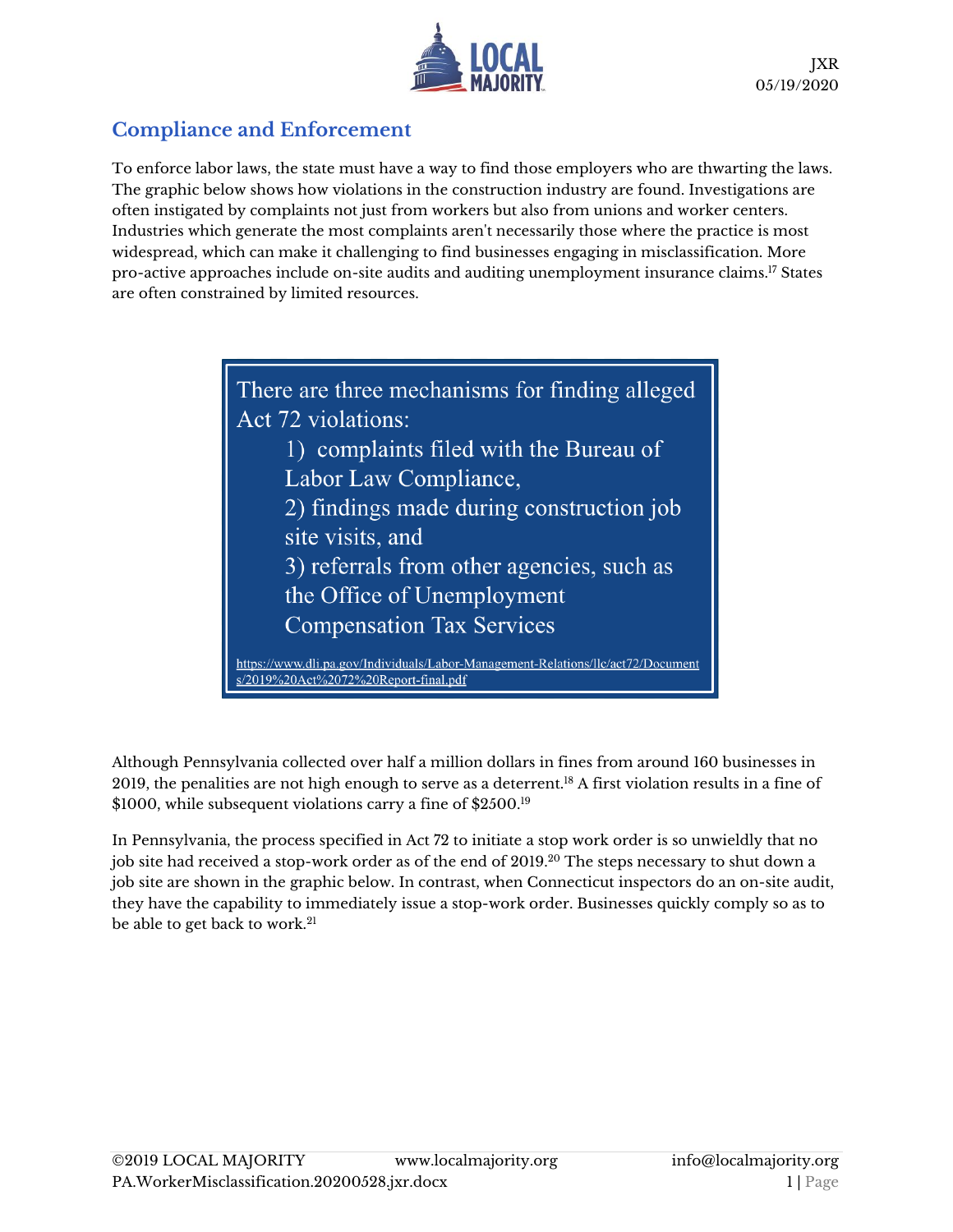## Compliance and Enforcement

To enforce labor laws, the state must have a way to find those employers who are thwarting the laws. The graphic below shows how violations in the construction industry are found. Investigations are often instigated by complaints not just from workers but also from unions and worker centers. Industries which generate the most complaints aren't necessarily those where the practice is most widespread, which can make it challenging to find businesses engaging in misclassification. More pro-active approaches include on-site audits and auditing unemployment insurance claims.[17] States are often constrained by limited resources.

> There are three mechanisms for finding alleged Act 72 violations:
>
> 1) complaints filed with the Bureau of Labor Law Compliance,
> 2) findings made during construction job site visits, and
> 3) referrals from other agencies, such as the Office of Unemployment Compensation Tax Services
>
> https://www.dli.pa.gov/Individuals/Labor-Management-Relations/llc/act72/Documents/2019%20Act%2072%20Report-final.pdf

Although Pennsylvania collected over half a million dollars in fines from around 160 businesses in 2019, the penalities are not high enough to serve as a deterrent.[18] A first violation results in a fine of $1000, while subsequent violations carry a fine of $2500.[19]

In Pennsylvania, the process specified in Act 72 to initiate a stop work order is so unwieldly that no job site had received a stop-work order as of the end of 2019.[20] The steps necessary to shut down a job site are shown in the graphic below. In contrast, when Connecticut inspectors do an on-site audit, they have the capability to immediately issue a stop-work order. Businesses quickly comply so as to be able to get back to work.[21]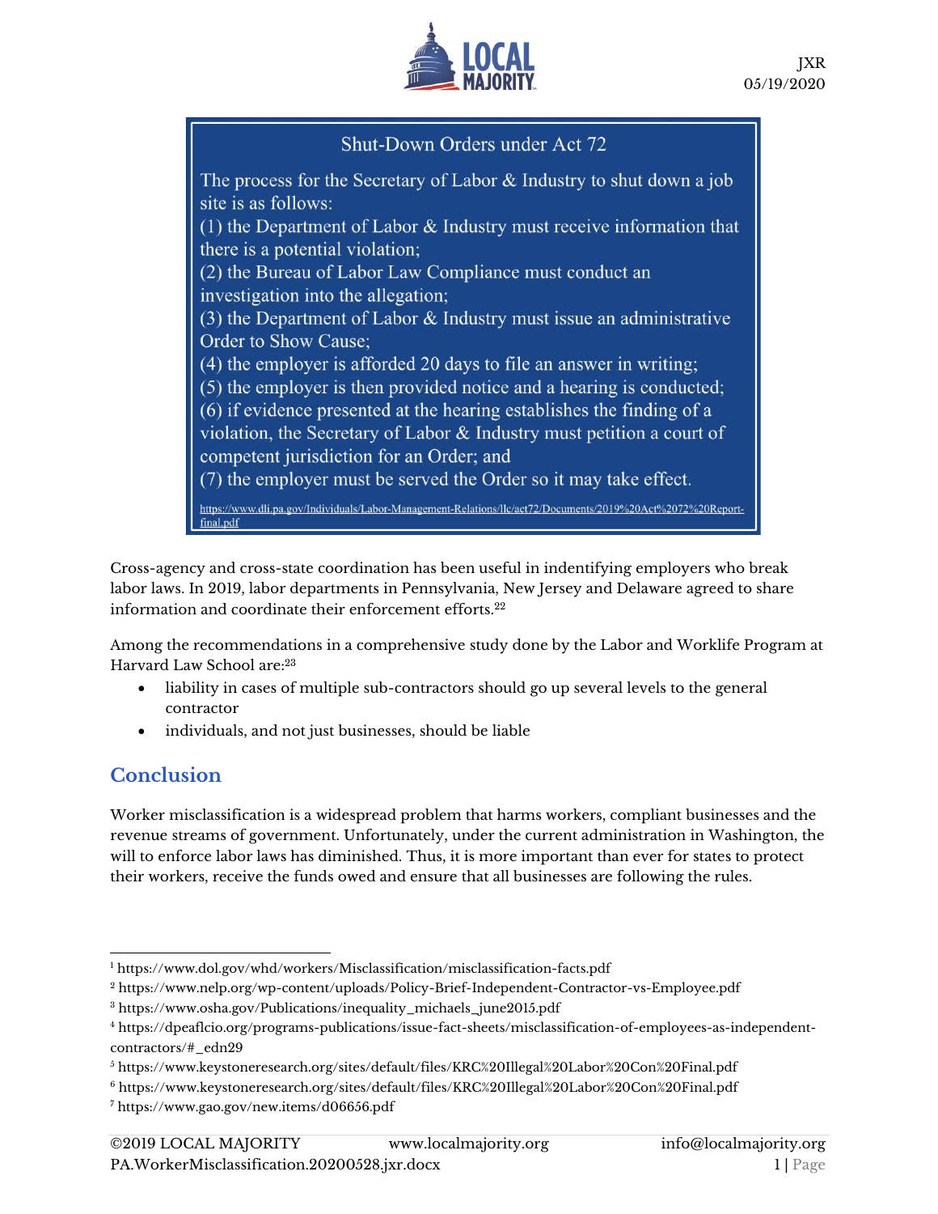Shut-Down Orders under Act 72

The process for the Secretary of Labor & Industry to shut down a job site is as follows:
(1) the Department of Labor & Industry must receive information that there is a potential violation;
(2) the Bureau of Labor Law Compliance must conduct an investigation into the allegation;
(3) the Department of Labor & Industry must issue an administrative Order to Show Cause;
(4) the employer is afforded 20 days to file an answer in writing;
(5) the employer is then provided notice and a hearing is conducted;
(6) if evidence presented at the hearing establishes the finding of a violation, the Secretary of Labor & Industry must petition a court of competent jurisdiction for an Order; and
(7) the employer must be served the Order so it may take effect.

https://www.dli.pa.gov/Individuals/Labor-Management-Relations/llc/act72/Documents/2019%20Act%2072%20Report-final.pdf

Cross-agency and cross-state coordination has been useful in indentifying employers who break labor laws. In 2019, labor departments in Pennsylvania, New Jersey and Delaware agreed to share information and coordinate their enforcement efforts.[22]

Among the recommendations in a comprehensive study done by the Labor and Worklife Program at Harvard Law School are:[23]

- liability in cases of multiple sub-contractors should go up several levels to the general contractor
- individuals, and not just businesses, should be liable

## Conclusion

Worker misclassification is a widespread problem that harms workers, compliant businesses and the revenue streams of government. Unfortunately, under the current administration in Washington, the will to enforce labor laws has diminished. Thus, it is more important than ever for states to protect their workers, receive the funds owed and ensure that all businesses are following the rules.

---

[1] https://www.dol.gov/whd/workers/Misclassification/misclassification-facts.pdf
[2] https://www.nelp.org/wp-content/uploads/Policy-Brief-Independent-Contractor-vs-Employee.pdf
[3] https://www.osha.gov/Publications/inequality_michaels_june2015.pdf
[4] https://dpeaflcio.org/programs-publications/issue-fact-sheets/misclassification-of-employees-as-independent-contractors/#_edn29
[5] https://www.keystoneresearch.org/sites/default/files/KRC%20Illegal%20Labor%20Con%20Final.pdf
[6] https://www.keystoneresearch.org/sites/default/files/KRC%20Illegal%20Labor%20Con%20Final.pdf
[7] https://www.gao.gov/new.items/d06656.pdf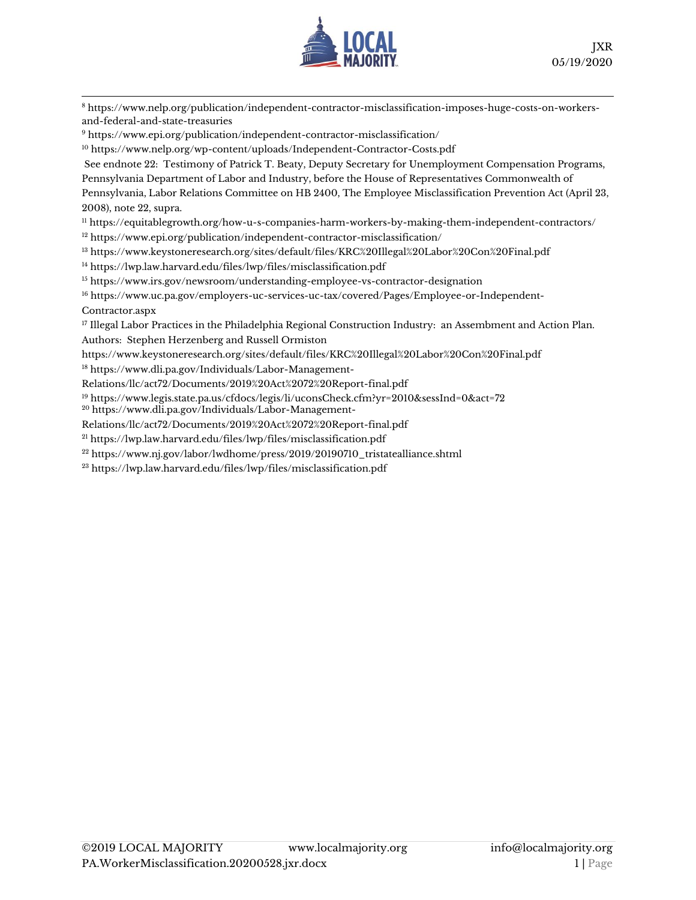[8] https://www.nelp.org/publication/independent-contractor-misclassification-imposes-huge-costs-on-workers-and-federal-and-state-treasuries

[9] https://www.epi.org/publication/independent-contractor-misclassification/

[10] https://www.nelp.org/wp-content/uploads/Independent-Contractor-Costs.pdf

See endnote 22: Testimony of Patrick T. Beaty, Deputy Secretary for Unemployment Compensation Programs, Pennsylvania Department of Labor and Industry, before the House of Representatives Commonwealth of Pennsylvania, Labor Relations Committee on HB 2400, The Employee Misclassification Prevention Act (April 23, 2008), note 22, supra.

[11] https://equitablegrowth.org/how-u-s-companies-harm-workers-by-making-them-independent-contractors/

[12] https://www.epi.org/publication/independent-contractor-misclassification/

[13] https://www.keystoneresearch.org/sites/default/files/KRC%20Illegal%20Labor%20Con%20Final.pdf

[14] https://lwp.law.harvard.edu/files/lwp/files/misclassification.pdf

[15] https://www.irs.gov/newsroom/understanding-employee-vs-contractor-designation

[16] https://www.uc.pa.gov/employers-uc-services-uc-tax/covered/Pages/Employee-or-Independent-Contractor.aspx

[17] Illegal Labor Practices in the Philadelphia Regional Construction Industry: an Assembment and Action Plan. Authors: Stephen Herzenberg and Russell Ormiston
https://www.keystoneresearch.org/sites/default/files/KRC%20Illegal%20Labor%20Con%20Final.pdf

[18] https://www.dli.pa.gov/Individuals/Labor-Management-Relations/llc/act72/Documents/2019%20Act%2072%20Report-final.pdf

[19] https://www.legis.state.pa.us/cfdocs/legis/li/uconsCheck.cfm?yr=2010&sessInd=0&act=72

[20] https://www.dli.pa.gov/Individuals/Labor-Management-Relations/llc/act72/Documents/2019%20Act%2072%20Report-final.pdf

[21] https://lwp.law.harvard.edu/files/lwp/files/misclassification.pdf

[22] https://www.nj.gov/labor/lwdhome/press/2019/20190710_tristatealliance.shtml

[23] https://lwp.law.harvard.edu/files/lwp/files/misclassification.pdf